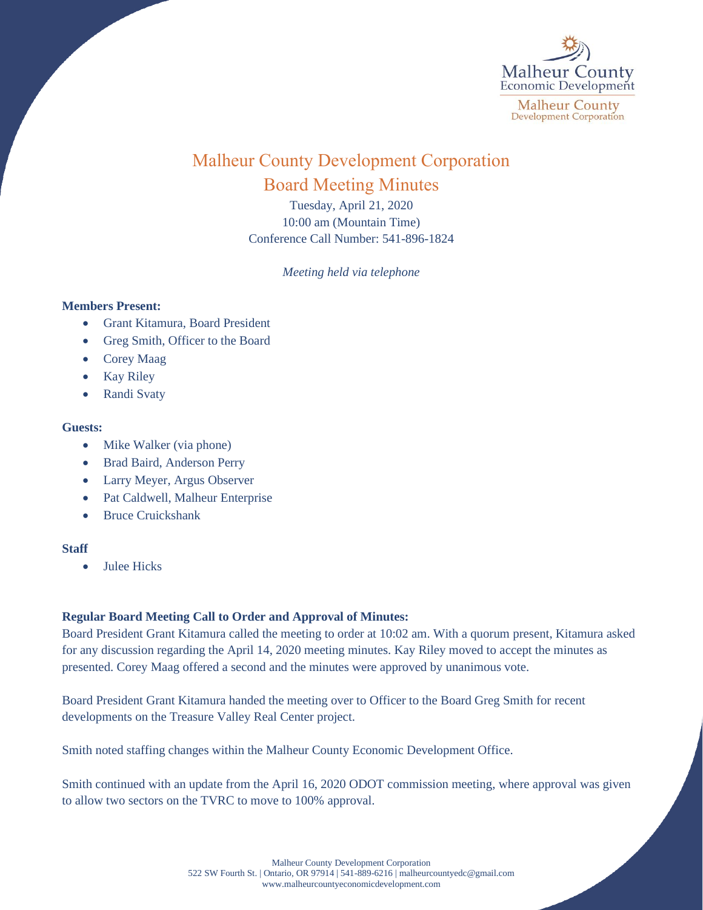# Malheur County Development Corporation
## Board Meeting Minutes

Tuesday, April 21, 2020
10:00 am (Mountain Time)
Conference Call Number: 541-896-1824

*Meeting held via telephone*

**Members Present:**

- Grant Kitamura, Board President
- Greg Smith, Officer to the Board
- Corey Maag
- Kay Riley
- Randi Svaty

**Guests:**

- Mike Walker (via phone)
- Brad Baird, Anderson Perry
- Larry Meyer, Argus Observer
- Pat Caldwell, Malheur Enterprise
- Bruce Cruickshank

**Staff**

- Julee Hicks

**Regular Board Meeting Call to Order and Approval of Minutes:**

Board President Grant Kitamura called the meeting to order at 10:02 am. With a quorum present, Kitamura asked for any discussion regarding the April 14, 2020 meeting minutes. Kay Riley moved to accept the minutes as presented. Corey Maag offered a second and the minutes were approved by unanimous vote.

Board President Grant Kitamura handed the meeting over to Officer to the Board Greg Smith for recent developments on the Treasure Valley Real Center project.

Smith noted staffing changes within the Malheur County Economic Development Office.

Smith continued with an update from the April 16, 2020 ODOT commission meeting, where approval was given to allow two sectors on the TVRC to move to 100% approval.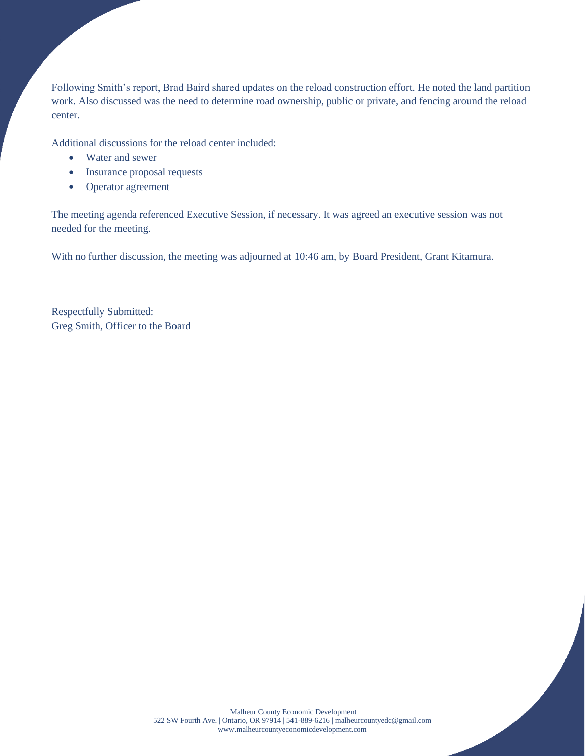Following Smith's report, Brad Baird shared updates on the reload construction effort. He noted the land partition work. Also discussed was the need to determine road ownership, public or private, and fencing around the reload center.

Additional discussions for the reload center included:

- Water and sewer
- Insurance proposal requests
- Operator agreement

The meeting agenda referenced Executive Session, if necessary. It was agreed an executive session was not needed for the meeting.

With no further discussion, the meeting was adjourned at 10:46 am, by Board President, Grant Kitamura.

Respectfully Submitted:
Greg Smith, Officer to the Board